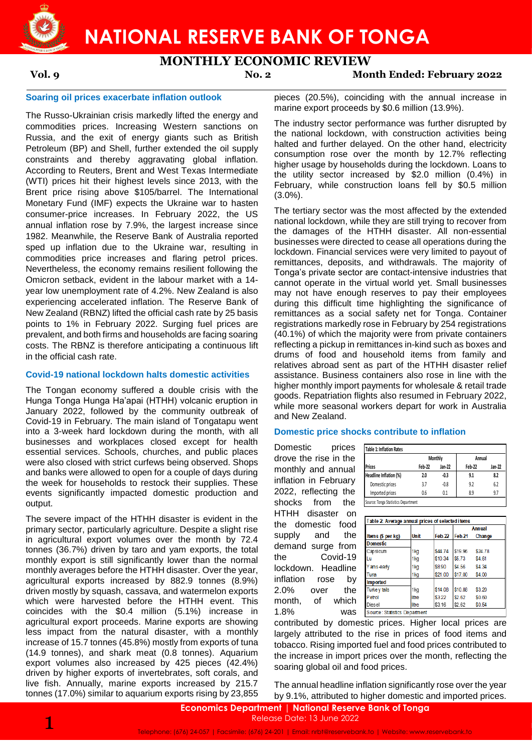# NATIONAL RESERVE BANK OF TONGA

## MONTHLY ECONOMIC REVIEW

**Vol. 9** **No. 2** **Month Ended: February 2022**

### Soaring oil prices exacerbate inflation outlook

The Russo-Ukrainian crisis markedly lifted the energy and commodities prices. Increasing Western sanctions on Russia, and the exit of energy giants such as British Petroleum (BP) and Shell, further extended the oil supply constraints and thereby aggravating global inflation. According to Reuters, Brent and West Texas Intermediate (WTI) prices hit their highest levels since 2013, with the Brent price rising above $105/barrel. The International Monetary Fund (IMF) expects the Ukraine war to hasten consumer-price increases. In February 2022, the US annual inflation rose by 7.9%, the largest increase since 1982. Meanwhile, the Reserve Bank of Australia reported sped up inflation due to the Ukraine war, resulting in commodities price increases and flaring petrol prices. Nevertheless, the economy remains resilient following the Omicron setback, evident in the labour market with a 14-year low unemployment rate of 4.2%. New Zealand is also experiencing accelerated inflation. The Reserve Bank of New Zealand (RBNZ) lifted the official cash rate by 25 basis points to 1% in February 2022. Surging fuel prices are prevalent, and both firms and households are facing soaring costs. The RBNZ is therefore anticipating a continuous lift in the official cash rate.

### Covid-19 national lockdown halts domestic activities

The Tongan economy suffered a double crisis with the Hunga Tonga Hunga Ha'apai (HTHH) volcanic eruption in January 2022, followed by the community outbreak of Covid-19 in February. The main island of Tongatapu went into a 3-week hard lockdown during the month, with all businesses and workplaces closed except for health essential services. Schools, churches, and public places were also closed with strict curfews being observed. Shops and banks were allowed to open for a couple of days during the week for households to restock their supplies. These events significantly impacted domestic production and output.

The severe impact of the HTHH disaster is evident in the primary sector, particularly agriculture. Despite a slight rise in agricultural export volumes over the month by 72.4 tonnes (36.7%) driven by taro and yam exports, the total monthly export is still significantly lower than the normal monthly averages before the HTHH disaster. Over the year, agricultural exports increased by 882.9 tonnes (8.9%) driven mostly by squash, cassava, and watermelon exports which were harvested before the HTHH event. This coincides with the $0.4 million (5.1%) increase in agricultural export proceeds. Marine exports are showing less impact from the natural disaster, with a monthly increase of 15.7 tonnes (45.8%) mostly from exports of tuna (14.9 tonnes), and shark meat (0.8 tonnes). Aquarium export volumes also increased by 425 pieces (42.4%) driven by higher exports of invertebrates, soft corals, and live fish. Annually, marine exports increased by 215.7 tonnes (17.0%) similar to aquarium exports rising by 23,855 pieces (20.5%), coinciding with the annual increase in marine export proceeds by $0.6 million (13.9%).

The industry sector performance was further disrupted by the national lockdown, with construction activities being halted and further delayed. On the other hand, electricity consumption rose over the month by 12.7% reflecting higher usage by households during the lockdown. Loans to the utility sector increased by $2.0 million (0.4%) in February, while construction loans fell by $0.5 million (3.0%).

The tertiary sector was the most affected by the extended national lockdown, while they are still trying to recover from the damages of the HTHH disaster. All non-essential businesses were directed to cease all operations during the lockdown. Financial services were very limited to payout of remittances, deposits, and withdrawals. The majority of Tonga's private sector are contact-intensive industries that cannot operate in the virtual world yet. Small businesses may not have enough reserves to pay their employees during this difficult time highlighting the significance of remittances as a social safety net for Tonga. Container registrations markedly rose in February by 254 registrations (40.1%) of which the majority were from private containers reflecting a pickup in remittances in-kind such as boxes and drums of food and household items from family and relatives abroad sent as part of the HTHH disaster relief assistance. Business containers also rose in line with the higher monthly import payments for wholesale & retail trade goods. Repatriation flights also resumed in February 2022, while more seasonal workers depart for work in Australia and New Zealand.

### Domestic price shocks contribute to inflation

Domestic prices drove the rise in the monthly and annual inflation in February 2022, reflecting the shocks from the HTHH disaster on the domestic food supply and the demand surge from the Covid-19 lockdown. Headline inflation rose by 2.0% over the month, of which 1.8% was contributed by domestic prices. Higher local prices are largely attributed to the rise in prices of food items and tobacco. Rising imported fuel and food prices contributed to the increase in import prices over the month, reflecting the soaring global oil and food prices.

**Table 1: Inflation Rates**

| Prices | Monthly | | Annual | |
|---|---|---|---|---|
| | Feb-22 | Jan-22 | Feb-22 | Jan-22 |
| Headline Inflation (%) | 2.0 | -0.3 | 9.1 | 8.2 |
| Domestic prices | 3.7 | -0.8 | 9.2 | 6.2 |
| Imported prices | 0.6 | 0.1 | 8.9 | 9.7 |

Source: Tonga Statistics Department

**Table 2: Average annual prices of selected items**

| Items ($ per kg) | Unit | Feb-22 | Feb-21 | Annual Change |
|---|---|---|---|---|
| **Domestic** | | | | |
| Capsicum | 1kg | $44.74 | $19.96 | $24.78 |
| Lu | 1kg | $10.34 | $5.73 | $4.61 |
| Yams-early | 1kg | $8.90 | $4.56 | $4.34 |
| Tuna | 1kg | $21.00 | $17.00 | $4.00 |
| **Imported** | | | | |
| Turkey tails | 1kg | $14.08 | $10.88 | $3.20 |
| Petrol | litre | $3.22 | $2.62 | $0.60 |
| Diesel | litre | $3.16 | $2.62 | $0.54 |

Source: Statistics Department

The annual headline inflation significantly rose over the year by 9.1%, attributed to higher domestic and imported prices.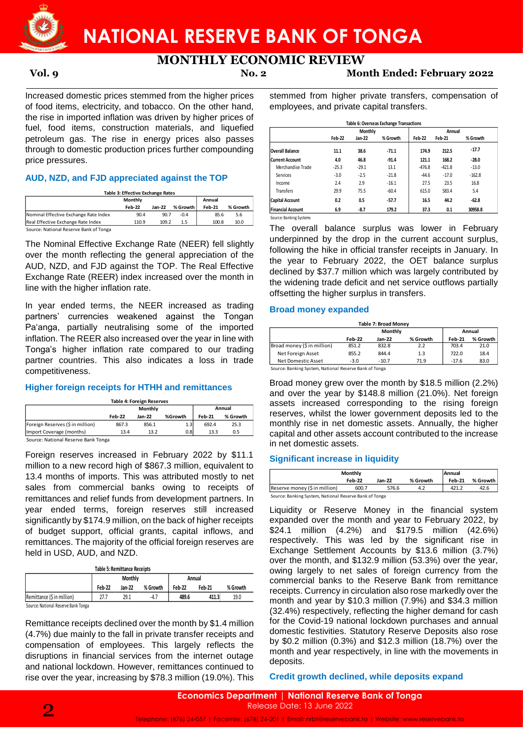Increased domestic prices stemmed from the higher prices of food items, electricity, and tobacco. On the other hand, the rise in imported inflation was driven by higher prices of fuel, food items, construction materials, and liquefied petroleum gas. The rise in energy prices also passes through to domestic production prices further compounding price pressures.

### AUD, NZD, and FJD appreciated against the TOP

**Table 3: Effective Exchange Rates**

| | Monthly | | | Annual | |
|---|---|---|---|---|---|
| | Feb-22 | Jan-22 | % Growth | Feb-21 | % Growth |
| Nominal Effective Exchange Rate Index | 90.4 | 90.7 | -0.4 | 85.6 | 5.6 |
| Real Effective Exchange Rate Index | 110.9 | 109.2 | 1.5 | 100.8 | 10.0 |

Source: National Reserve Bank of Tonga

The Nominal Effective Exchange Rate (NEER) fell slightly over the month reflecting the general appreciation of the AUD, NZD, and FJD against the TOP. The Real Effective Exchange Rate (REER) index increased over the month in line with the higher inflation rate.

In year ended terms, the NEER increased as trading partners' currencies weakened against the Tongan Pa'anga, partially neutralising some of the imported inflation. The REER also increased over the year in line with Tonga's higher inflation rate compared to our trading partner countries. This also indicates a loss in trade competitiveness.

### Higher foreign receipts for HTHH and remittances

**Table 4: Foreign Reserves**

| | Monthly | | | Annual | |
|---|---|---|---|---|---|
| | Feb-22 | Jan-22 | %Growth | Feb-21 | % Growth |
| Foreign Reserves ($ in million) | 867.3 | 856.1 | 1.3 | 692.4 | 25.3 |
| Import Coverage (months) | 13.4 | 13.2 | 0.8 | 13.3 | 0.5 |

Source: National Reserve Bank Tonga

Foreign reserves increased in February 2022 by $11.1 million to a new record high of $867.3 million, equivalent to 13.4 months of imports. This was attributed mostly to net sales from commercial banks owing to receipts of remittances and relief funds from development partners. In year ended terms, foreign reserves still increased significantly by $174.9 million, on the back of higher receipts of budget support, official grants, capital inflows, and remittances. The majority of the official foreign reserves are held in USD, AUD, and NZD.

**Table 5: Remittance Receipts**

| | Monthly | | | Annual | | |
|---|---|---|---|---|---|---|
| | Feb-22 | Jan-22 | % Growth | Feb-22 | Feb-21 | % Growth |
| Remittance ($ in million) | 27.7 | 29.1 | -4.7 | 489.6 | 411.3 | 19.0 |

Source: National Reserve Bank Tonga

Remittance receipts declined over the month by $1.4 million (4.7%) due mainly to the fall in private transfer receipts and compensation of employees. This largely reflects the disruptions in financial services from the internet outage and national lockdown. However, remittances continued to rise over the year, increasing by $78.3 million (19.0%). This stemmed from higher private transfers, compensation of employees, and private capital transfers.

**Table 6: Overseas Exchange Transactions**

| | Monthly | | | Annual | | |
|---|---|---|---|---|---|---|
| | Feb-22 | Jan-22 | % Growth | Feb-22 | Feb-21 | % Growth |
| **Overall Balance** | 11.1 | 38.6 | -71.1 | 174.9 | 212.5 | -17.7 |
| **Current Account** | 4.0 | 46.8 | -91.4 | 121.1 | 168.2 | -28.0 |
| Merchandise Trade | -25.3 | -29.1 | 13.1 | -476.8 | -421.8 | -13.0 |
| Services | -3.0 | -2.5 | -21.8 | -44.6 | -17.0 | -162.8 |
| Income | 2.4 | 2.9 | -16.1 | 27.5 | 23.5 | 16.8 |
| Transfers | 29.9 | 75.5 | -60.4 | 615.0 | 583.4 | 5.4 |
| **Capital Account** | 0.2 | 0.5 | -57.7 | 16.5 | 44.2 | -62.8 |
| **Financial Account** | 6.9 | -8.7 | 179.2 | 37.3 | 0.1 | 30958.8 |

Source: Banking Systems

The overall balance surplus was lower in February underpinned by the drop in the current account surplus, following the hike in official transfer receipts in January. In the year to February 2022, the OET balance surplus declined by $37.7 million which was largely contributed by the widening trade deficit and net service outflows partially offsetting the higher surplus in transfers.

### Broad money expanded

**Table 7: Broad Money**

| | Monthly | | | Annual | |
|---|---|---|---|---|---|
| | Feb-22 | Jan-22 | % Growth | Feb-21 | % Growth |
| Broad money ($ in million) | 851.2 | 832.8 | 2.2 | 703.4 | 21.0 |
| Net Foreign Asset | 855.2 | 844.4 | 1.3 | 722.0 | 18.4 |
| Net Domestic Asset | -3.0 | -10.7 | 71.9 | -17.6 | 83.0 |

Source: Banking System, National Reserve Bank of Tonga

Broad money grew over the month by $18.5 million (2.2%) and over the year by $148.8 million (21.0%). Net foreign assets increased corresponding to the rising foreign reserves, whilst the lower government deposits led to the monthly rise in net domestic assets. Annually, the higher capital and other assets account contributed to the increase in net domestic assets.

### Significant increase in liquidity

| | Monthly | | | Annual | |
|---|---|---|---|---|---|
| | Feb-22 | Jan-22 | % Growth | Feb-21 | % Growth |
| Reserve money ($ in million) | 600.7 | 576.6 | 4.2 | 421.2 | 42.6 |

Source: Banking System, National Reserve Bank of Tonga

Liquidity or Reserve Money in the financial system expanded over the month and year to February 2022, by $24.1 million (4.2%) and $179.5 million (42.6%) respectively. This was led by the significant rise in Exchange Settlement Accounts by $13.6 million (3.7%) over the month, and $132.9 million (53.3%) over the year, owing largely to net sales of foreign currency from the commercial banks to the Reserve Bank from remittance receipts. Currency in circulation also rose markedly over the month and year by $10.3 million (7.9%) and $34.3 million (32.4%) respectively, reflecting the higher demand for cash for the Covid-19 national lockdown purchases and annual domestic festivities. Statutory Reserve Deposits also rose by $0.2 million (0.3%) and $12.3 million (18.7%) over the month and year respectively, in line with the movements in deposits.

### Credit growth declined, while deposits expand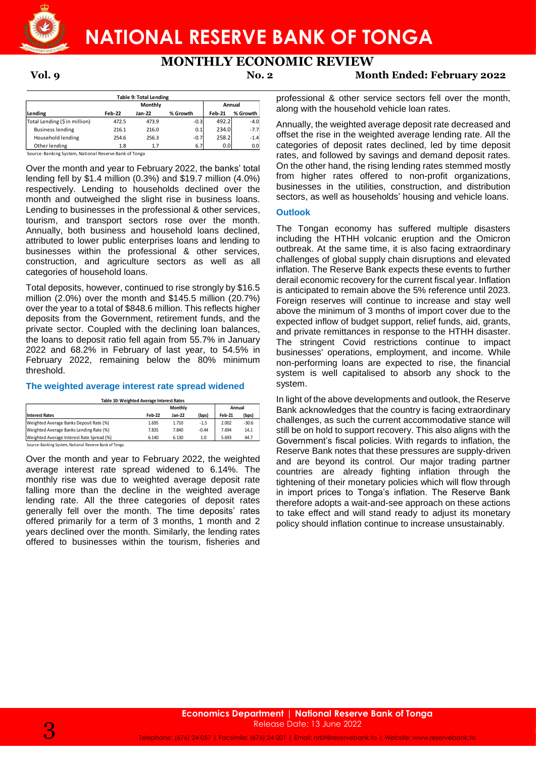**Table 9: Total Lending**

| Lending | Monthly | | | Annual | |
|---|---|---|---|---|---|
| | Feb-22 | Jan-22 | % Growth | Feb-21 | % Growth |
| Total Lending ($ in million) | 472.5 | 473.9 | -0.3 | 492.2 | -4.0 |
| Business lending | 216.1 | 216.0 | 0.1 | 234.0 | -7.7 |
| Household lending | 254.6 | 256.3 | -0.7 | 258.2 | -1.4 |
| Other lending | 1.8 | 1.7 | 6.7 | 0.0 | 0.0 |

Source: Banking System, National Reserve Bank of Tonga

Over the month and year to February 2022, the banks' total lending fell by $1.4 million (0.3%) and $19.7 million (4.0%) respectively. Lending to households declined over the month and outweighed the slight rise in business loans. Lending to businesses in the professional & other services, tourism, and transport sectors rose over the month. Annually, both business and household loans declined, attributed to lower public enterprises loans and lending to businesses within the professional & other services, construction, and agriculture sectors as well as all categories of household loans.

Total deposits, however, continued to rise strongly by $16.5 million (2.0%) over the month and $145.5 million (20.7%) over the year to a total of $848.6 million. This reflects higher deposits from the Government, retirement funds, and the private sector. Coupled with the declining loan balances, the loans to deposit ratio fell again from 55.7% in January 2022 and 68.2% in February of last year, to 54.5% in February 2022, remaining below the 80% minimum threshold.

### The weighted average interest rate spread widened

**Table 10: Weighted Average Interest Rates**

| Interest Rates | Monthly | | | Annual | |
|---|---|---|---|---|---|
| | Feb-22 | Jan-22 | (bps) | Feb-21 | (bps) |
| Weighted Average Banks Deposit Rate (%) | 1.695 | 1.710 | -1.5 | 2.002 | -30.6 |
| Weighted Average Banks Lending Rate (%) | 7.835 | 7.840 | -0.44 | 7.694 | 14.1 |
| Weighted Average Interest Rate Spread (%) | 6.140 | 6.130 | 1.0 | 5.693 | 44.7 |

Source: Banking System, National Reserve Bank of Tonga

Over the month and year to February 2022, the weighted average interest rate spread widened to 6.14%. The monthly rise was due to weighted average deposit rate falling more than the decline in the weighted average lending rate. All the three categories of deposit rates generally fell over the month. The time deposits' rates offered primarily for a term of 3 months, 1 month and 2 years declined over the month. Similarly, the lending rates offered to businesses within the tourism, fisheries and professional & other service sectors fell over the month, along with the household vehicle loan rates.

Annually, the weighted average deposit rate decreased and offset the rise in the weighted average lending rate. All the categories of deposit rates declined, led by time deposit rates, and followed by savings and demand deposit rates. On the other hand, the rising lending rates stemmed mostly from higher rates offered to non-profit organizations, businesses in the utilities, construction, and distribution sectors, as well as households' housing and vehicle loans.

### Outlook

The Tongan economy has suffered multiple disasters including the HTHH volcanic eruption and the Omicron outbreak. At the same time, it is also facing extraordinary challenges of global supply chain disruptions and elevated inflation. The Reserve Bank expects these events to further derail economic recovery for the current fiscal year. Inflation is anticipated to remain above the 5% reference until 2023. Foreign reserves will continue to increase and stay well above the minimum of 3 months of import cover due to the expected inflow of budget support, relief funds, aid, grants, and private remittances in response to the HTHH disaster. The stringent Covid restrictions continue to impact businesses' operations, employment, and income. While non-performing loans are expected to rise, the financial system is well capitalised to absorb any shock to the system.

In light of the above developments and outlook, the Reserve Bank acknowledges that the country is facing extraordinary challenges, as such the current accommodative stance will still be on hold to support recovery. This also aligns with the Government's fiscal policies. With regards to inflation, the Reserve Bank notes that these pressures are supply-driven and are beyond its control. Our major trading partner countries are already fighting inflation through the tightening of their monetary policies which will flow through in import prices to Tonga's inflation. The Reserve Bank therefore adopts a wait-and-see approach on these actions to take effect and will stand ready to adjust its monetary policy should inflation continue to increase unsustainably.

**Economics Department | National Reserve Bank of Tonga**
Release Date: 13 June 2022

Telephone: (676) 24-057 | Facsimile: (676) 24-201 | Email: nrbt@reservebank.to | Website: www.reservebank.to